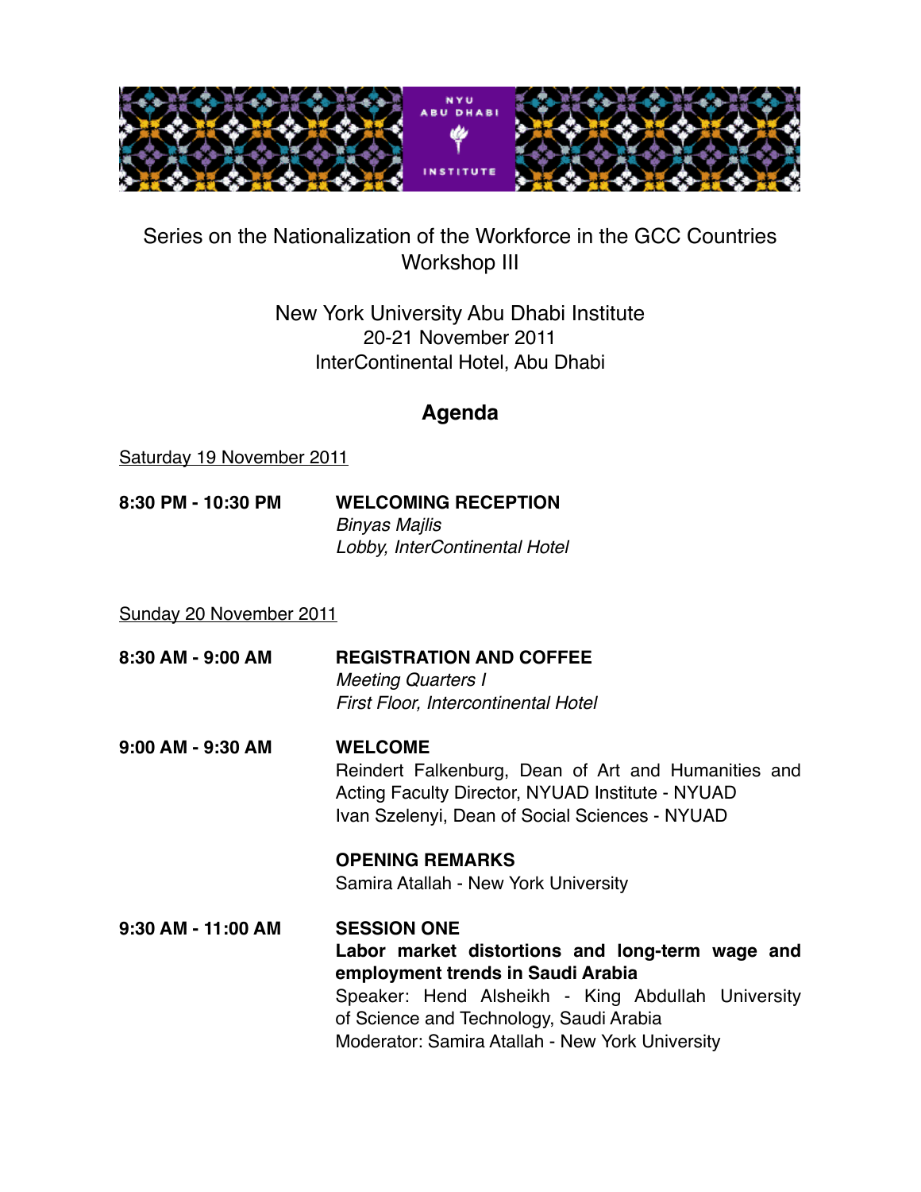Series on the Nationalization of the Workforce in the GCC Countries
Workshop III

New York University Abu Dhabi Institute
20-21 November 2011
InterContinental Hotel, Abu Dhabi

## Agenda

Saturday 19 November 2011

**8:30 PM - 10:30 PM** **WELCOMING RECEPTION**
*Binyas Majlis*
*Lobby, InterContinental Hotel*

Sunday 20 November 2011

**8:30 AM - 9:00 AM** **REGISTRATION AND COFFEE**
*Meeting Quarters I*
*First Floor, Intercontinental Hotel*

**9:00 AM - 9:30 AM** **WELCOME**
Reindert Falkenburg, Dean of Art and Humanities and Acting Faculty Director, NYUAD Institute - NYUAD
Ivan Szelenyi, Dean of Social Sciences - NYUAD

**OPENING REMARKS**
Samira Atallah - New York University

**9:30 AM - 11:00 AM** **SESSION ONE**
**Labor market distortions and long-term wage and employment trends in Saudi Arabia**
Speaker: Hend Alsheikh - King Abdullah University of Science and Technology, Saudi Arabia
Moderator: Samira Atallah - New York University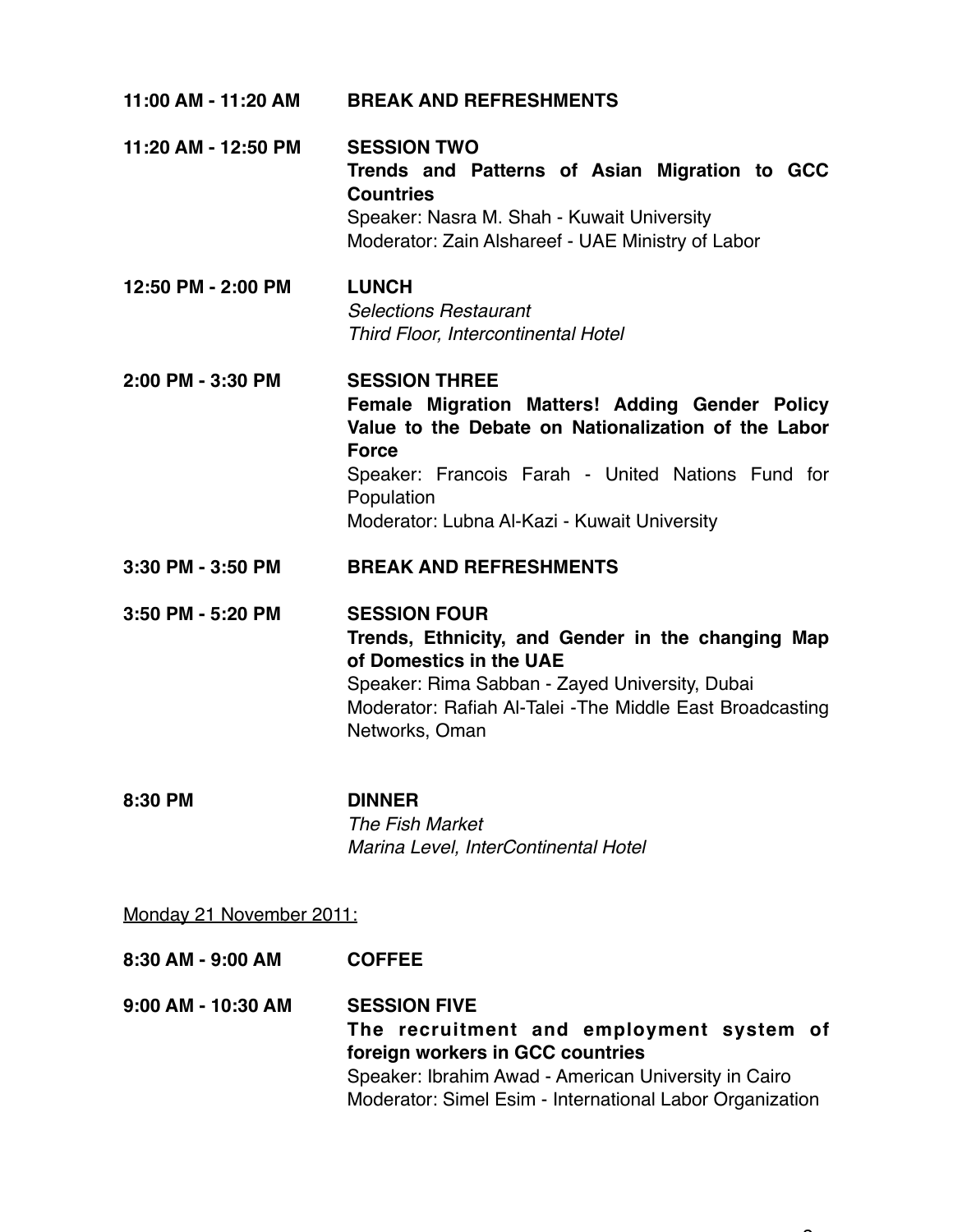**11:00 AM - 11:20 AM** **BREAK AND REFRESHMENTS**

**11:20 AM - 12:50 PM** **SESSION TWO**
**Trends and Patterns of Asian Migration to GCC Countries**
Speaker: Nasra M. Shah - Kuwait University
Moderator: Zain Alshareef - UAE Ministry of Labor

**12:50 PM - 2:00 PM** **LUNCH**
*Selections Restaurant*
*Third Floor, Intercontinental Hotel*

**2:00 PM - 3:30 PM** **SESSION THREE**
**Female Migration Matters! Adding Gender Policy Value to the Debate on Nationalization of the Labor Force**
Speaker: Francois Farah - United Nations Fund for Population
Moderator: Lubna Al-Kazi - Kuwait University

**3:30 PM - 3:50 PM** **BREAK AND REFRESHMENTS**

**3:50 PM - 5:20 PM** **SESSION FOUR**
**Trends, Ethnicity, and Gender in the changing Map of Domestics in the UAE**
Speaker: Rima Sabban - Zayed University, Dubai
Moderator: Rafiah Al-Talei -The Middle East Broadcasting Networks, Oman

**8:30 PM** **DINNER**
*The Fish Market*
*Marina Level, InterContinental Hotel*

Monday 21 November 2011:

**8:30 AM - 9:00 AM** **COFFEE**

**9:00 AM - 10:30 AM** **SESSION FIVE**
**The recruitment and employment system of foreign workers in GCC countries**
Speaker: Ibrahim Awad - American University in Cairo
Moderator: Simel Esim - International Labor Organization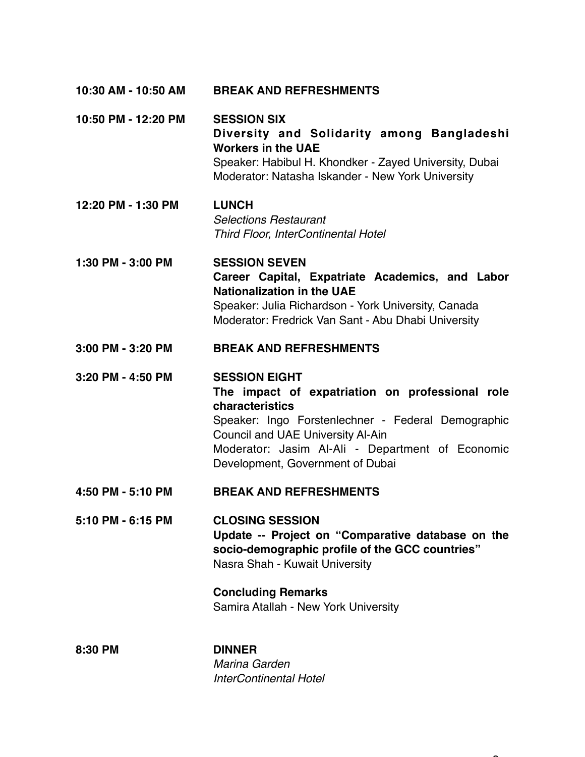**10:30 AM - 10:50 AM** **BREAK AND REFRESHMENTS**

**10:50 PM - 12:20 PM** **SESSION SIX**
**Diversity and Solidarity among Bangladeshi Workers in the UAE**
Speaker: Habibul H. Khondker - Zayed University, Dubai
Moderator: Natasha Iskander - New York University

**12:20 PM - 1:30 PM** **LUNCH**
*Selections Restaurant*
*Third Floor, InterContinental Hotel*

**1:30 PM - 3:00 PM** **SESSION SEVEN**
**Career Capital, Expatriate Academics, and Labor Nationalization in the UAE**
Speaker: Julia Richardson - York University, Canada
Moderator: Fredrick Van Sant - Abu Dhabi University

**3:00 PM - 3:20 PM** **BREAK AND REFRESHMENTS**

**3:20 PM - 4:50 PM** **SESSION EIGHT**
**The impact of expatriation on professional role characteristics**
Speaker: Ingo Forstenlechner - Federal Demographic Council and UAE University Al-Ain
Moderator: Jasim Al-Ali - Department of Economic Development, Government of Dubai

**4:50 PM - 5:10 PM** **BREAK AND REFRESHMENTS**

**5:10 PM - 6:15 PM** **CLOSING SESSION**
**Update -- Project on "Comparative database on the socio-demographic profile of the GCC countries"**
Nasra Shah - Kuwait University

**Concluding Remarks**
Samira Atallah - New York University

**8:30 PM** **DINNER**
*Marina Garden*
*InterContinental Hotel*